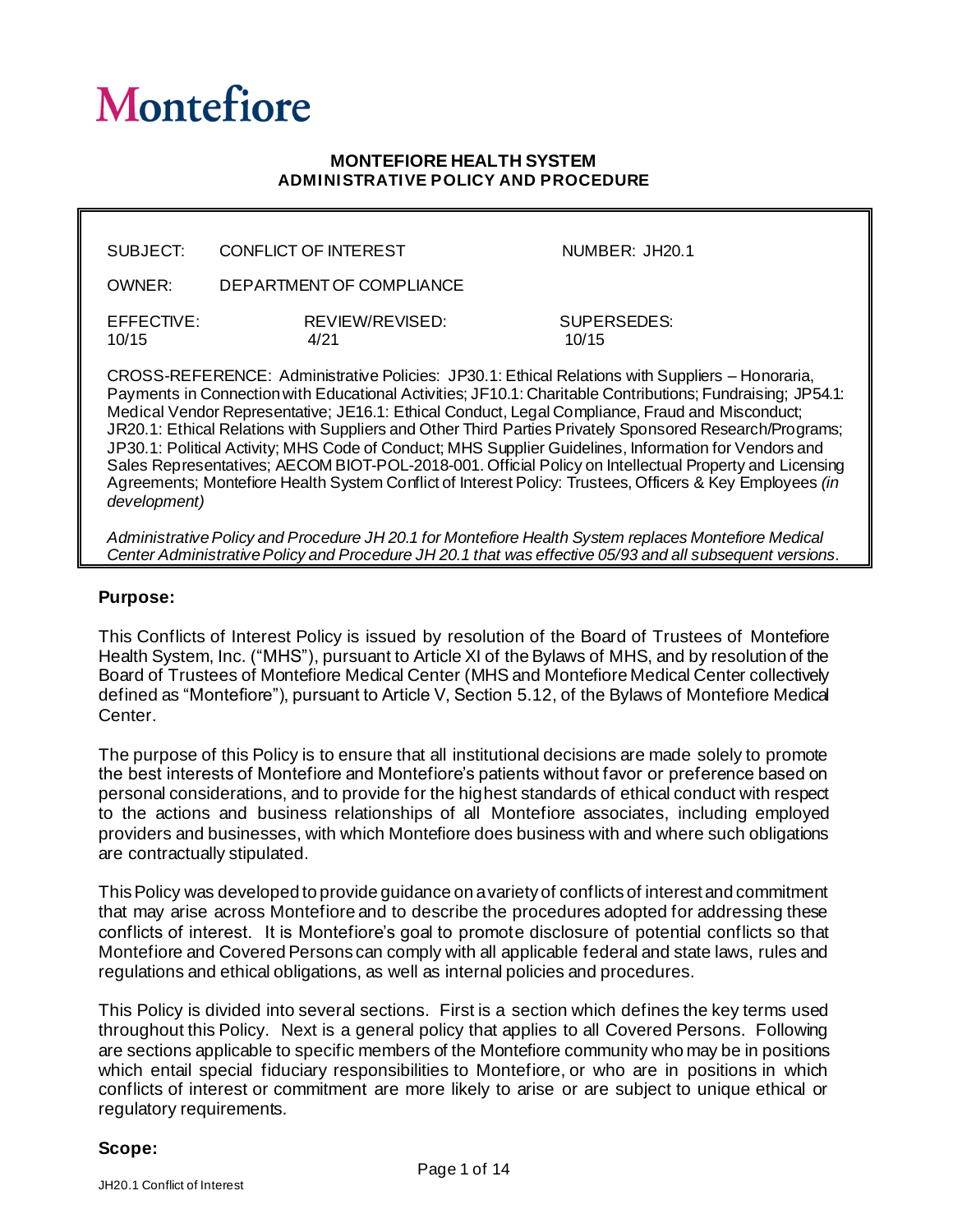# Montefiore

**MONTEFIORE HEALTH SYSTEM**
**ADMINISTRATIVE POLICY AND PROCEDURE**

| SUBJECT: | CONFLICT OF INTEREST | NUMBER: JH20.1 |
|---|---|---|
| OWNER: | DEPARTMENT OF COMPLIANCE | |
| EFFECTIVE: 10/15 | REVIEW/REVISED: 4/21 | SUPERSEDES: 10/15 |

CROSS-REFERENCE: Administrative Policies: JP30.1: Ethical Relations with Suppliers – Honoraria, Payments in Connection with Educational Activities; JF10.1: Charitable Contributions; Fundraising; JP54.1: Medical Vendor Representative; JE16.1: Ethical Conduct, Legal Compliance, Fraud and Misconduct; JR20.1: Ethical Relations with Suppliers and Other Third Parties Privately Sponsored Research/Programs; JP30.1: Political Activity; MHS Code of Conduct; MHS Supplier Guidelines, Information for Vendors and Sales Representatives; AECOM BIOT-POL-2018-001. Official Policy on Intellectual Property and Licensing Agreements; Montefiore Health System Conflict of Interest Policy: Trustees, Officers & Key Employees *(in development)*

*Administrative Policy and Procedure JH 20.1 for Montefiore Health System replaces Montefiore Medical Center Administrative Policy and Procedure JH 20.1 that was effective 05/93 and all subsequent versions.*

## Purpose:

This Conflicts of Interest Policy is issued by resolution of the Board of Trustees of Montefiore Health System, Inc. ("MHS"), pursuant to Article XI of the Bylaws of MHS, and by resolution of the Board of Trustees of Montefiore Medical Center (MHS and Montefiore Medical Center collectively defined as "Montefiore"), pursuant to Article V, Section 5.12, of the Bylaws of Montefiore Medical Center.

The purpose of this Policy is to ensure that all institutional decisions are made solely to promote the best interests of Montefiore and Montefiore's patients without favor or preference based on personal considerations, and to provide for the highest standards of ethical conduct with respect to the actions and business relationships of all Montefiore associates, including employed providers and businesses, with which Montefiore does business with and where such obligations are contractually stipulated.

This Policy was developed to provide guidance on a variety of conflicts of interest and commitment that may arise across Montefiore and to describe the procedures adopted for addressing these conflicts of interest. It is Montefiore's goal to promote disclosure of potential conflicts so that Montefiore and Covered Persons can comply with all applicable federal and state laws, rules and regulations and ethical obligations, as well as internal policies and procedures.

This Policy is divided into several sections. First is a section which defines the key terms used throughout this Policy. Next is a general policy that applies to all Covered Persons. Following are sections applicable to specific members of the Montefiore community who may be in positions which entail special fiduciary responsibilities to Montefiore, or who are in positions in which conflicts of interest or commitment are more likely to arise or are subject to unique ethical or regulatory requirements.

## Scope: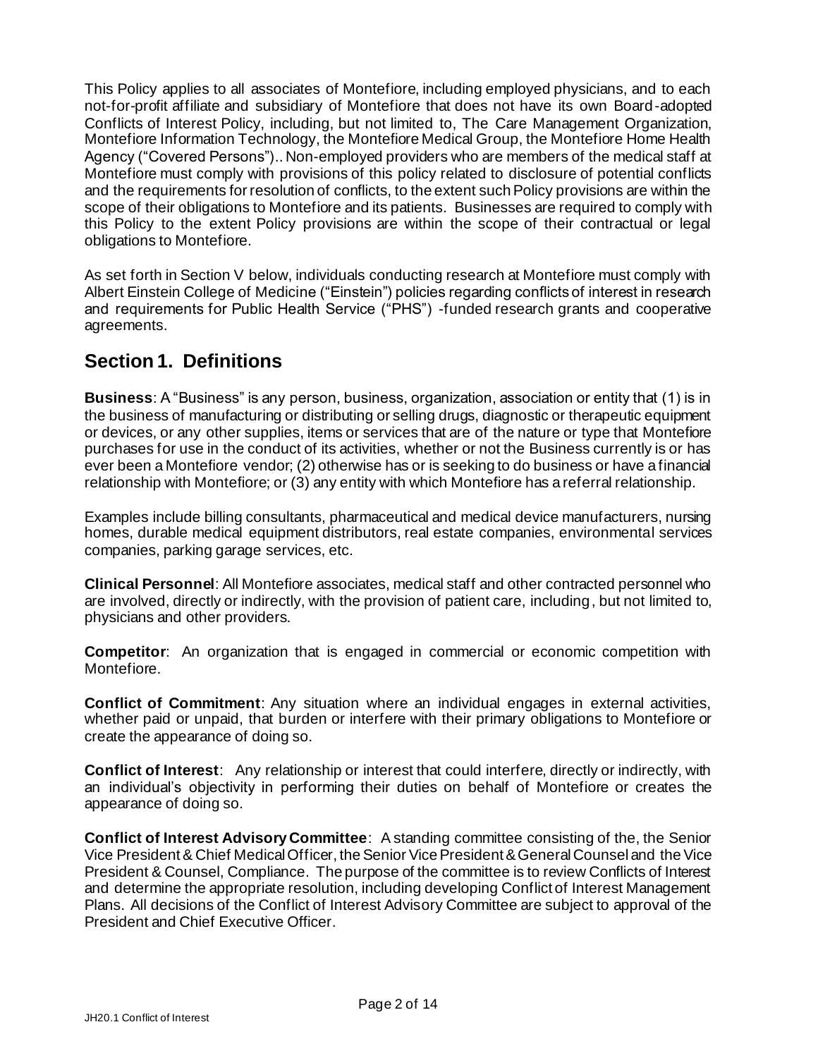This Policy applies to all associates of Montefiore, including employed physicians, and to each not-for-profit affiliate and subsidiary of Montefiore that does not have its own Board-adopted Conflicts of Interest Policy, including, but not limited to, The Care Management Organization, Montefiore Information Technology, the Montefiore Medical Group, the Montefiore Home Health Agency ("Covered Persons").. Non-employed providers who are members of the medical staff at Montefiore must comply with provisions of this policy related to disclosure of potential conflicts and the requirements for resolution of conflicts, to the extent such Policy provisions are within the scope of their obligations to Montefiore and its patients. Businesses are required to comply with this Policy to the extent Policy provisions are within the scope of their contractual or legal obligations to Montefiore.

As set forth in Section V below, individuals conducting research at Montefiore must comply with Albert Einstein College of Medicine ("Einstein") policies regarding conflicts of interest in research and requirements for Public Health Service ("PHS") -funded research grants and cooperative agreements.

## Section 1. Definitions

**Business**: A "Business" is any person, business, organization, association or entity that (1) is in the business of manufacturing or distributing or selling drugs, diagnostic or therapeutic equipment or devices, or any other supplies, items or services that are of the nature or type that Montefiore purchases for use in the conduct of its activities, whether or not the Business currently is or has ever been a Montefiore vendor; (2) otherwise has or is seeking to do business or have a financial relationship with Montefiore; or (3) any entity with which Montefiore has a referral relationship.

Examples include billing consultants, pharmaceutical and medical device manufacturers, nursing homes, durable medical equipment distributors, real estate companies, environmental services companies, parking garage services, etc.

**Clinical Personnel**: All Montefiore associates, medical staff and other contracted personnel who are involved, directly or indirectly, with the provision of patient care, including, but not limited to, physicians and other providers.

**Competitor**: An organization that is engaged in commercial or economic competition with Montefiore.

**Conflict of Commitment**: Any situation where an individual engages in external activities, whether paid or unpaid, that burden or interfere with their primary obligations to Montefiore or create the appearance of doing so.

**Conflict of Interest**: Any relationship or interest that could interfere, directly or indirectly, with an individual's objectivity in performing their duties on behalf of Montefiore or creates the appearance of doing so.

**Conflict of Interest Advisory Committee**: A standing committee consisting of the, the Senior Vice President & Chief Medical Officer, the Senior Vice President & General Counsel and the Vice President & Counsel, Compliance. The purpose of the committee is to review Conflicts of Interest and determine the appropriate resolution, including developing Conflict of Interest Management Plans. All decisions of the Conflict of Interest Advisory Committee are subject to approval of the President and Chief Executive Officer.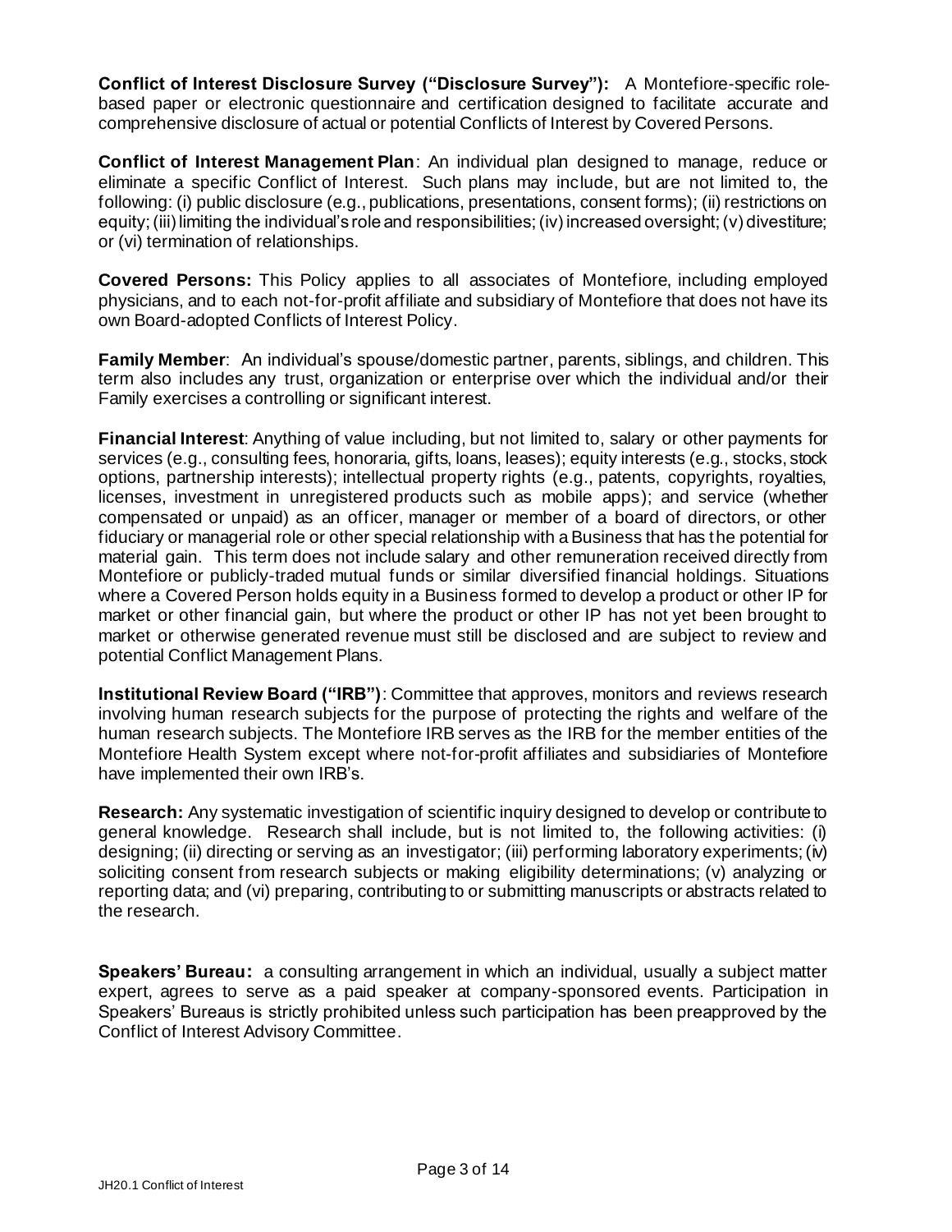**Conflict of Interest Disclosure Survey ("Disclosure Survey"):** A Montefiore-specific role-based paper or electronic questionnaire and certification designed to facilitate accurate and comprehensive disclosure of actual or potential Conflicts of Interest by Covered Persons.

**Conflict of Interest Management Plan**: An individual plan designed to manage, reduce or eliminate a specific Conflict of Interest. Such plans may include, but are not limited to, the following: (i) public disclosure (e.g., publications, presentations, consent forms); (ii) restrictions on equity; (iii) limiting the individual's role and responsibilities; (iv) increased oversight; (v) divestiture; or (vi) termination of relationships.

**Covered Persons:** This Policy applies to all associates of Montefiore, including employed physicians, and to each not-for-profit affiliate and subsidiary of Montefiore that does not have its own Board-adopted Conflicts of Interest Policy.

**Family Member**: An individual's spouse/domestic partner, parents, siblings, and children. This term also includes any trust, organization or enterprise over which the individual and/or their Family exercises a controlling or significant interest.

**Financial Interest**: Anything of value including, but not limited to, salary or other payments for services (e.g., consulting fees, honoraria, gifts, loans, leases); equity interests (e.g., stocks, stock options, partnership interests); intellectual property rights (e.g., patents, copyrights, royalties, licenses, investment in unregistered products such as mobile apps); and service (whether compensated or unpaid) as an officer, manager or member of a board of directors, or other fiduciary or managerial role or other special relationship with a Business that has the potential for material gain. This term does not include salary and other remuneration received directly from Montefiore or publicly-traded mutual funds or similar diversified financial holdings. Situations where a Covered Person holds equity in a Business formed to develop a product or other IP for market or other financial gain, but where the product or other IP has not yet been brought to market or otherwise generated revenue must still be disclosed and are subject to review and potential Conflict Management Plans.

**Institutional Review Board ("IRB")**: Committee that approves, monitors and reviews research involving human research subjects for the purpose of protecting the rights and welfare of the human research subjects. The Montefiore IRB serves as the IRB for the member entities of the Montefiore Health System except where not-for-profit affiliates and subsidiaries of Montefiore have implemented their own IRB's.

**Research:** Any systematic investigation of scientific inquiry designed to develop or contribute to general knowledge. Research shall include, but is not limited to, the following activities: (i) designing; (ii) directing or serving as an investigator; (iii) performing laboratory experiments; (iv) soliciting consent from research subjects or making eligibility determinations; (v) analyzing or reporting data; and (vi) preparing, contributing to or submitting manuscripts or abstracts related to the research.

**Speakers' Bureau:** a consulting arrangement in which an individual, usually a subject matter expert, agrees to serve as a paid speaker at company-sponsored events. Participation in Speakers' Bureaus is strictly prohibited unless such participation has been preapproved by the Conflict of Interest Advisory Committee.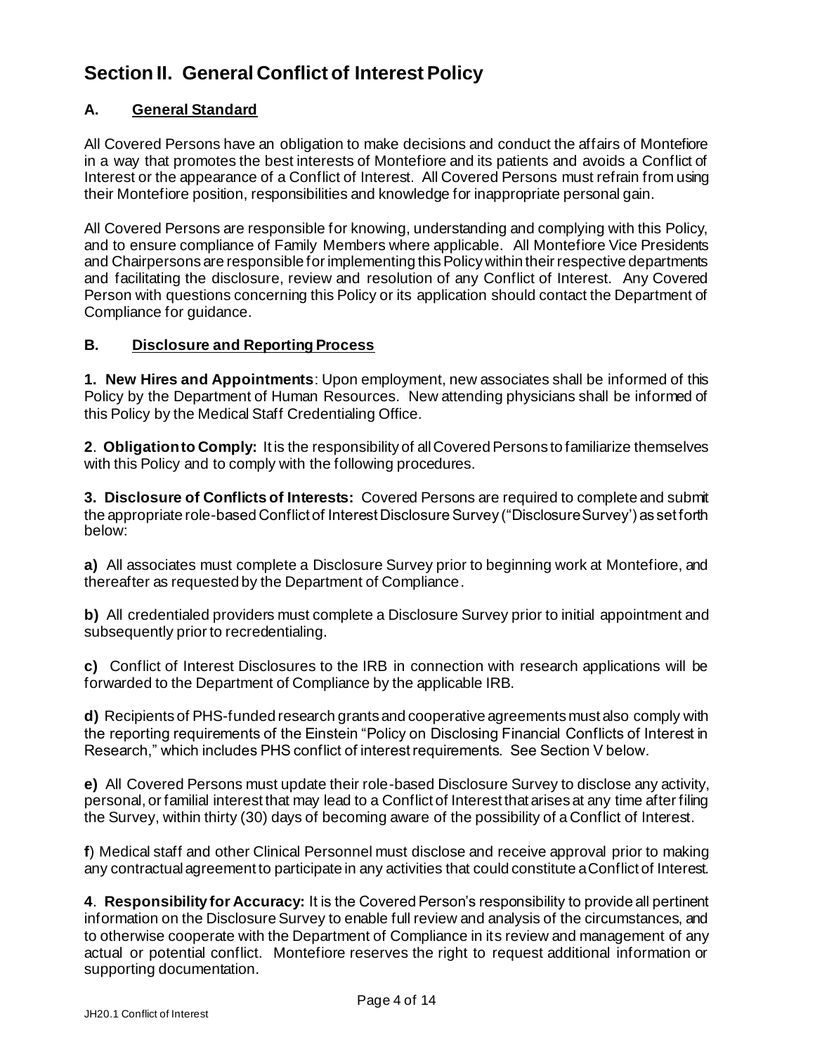# Section II. General Conflict of Interest Policy

## A. General Standard

All Covered Persons have an obligation to make decisions and conduct the affairs of Montefiore in a way that promotes the best interests of Montefiore and its patients and avoids a Conflict of Interest or the appearance of a Conflict of Interest. All Covered Persons must refrain from using their Montefiore position, responsibilities and knowledge for inappropriate personal gain.

All Covered Persons are responsible for knowing, understanding and complying with this Policy, and to ensure compliance of Family Members where applicable. All Montefiore Vice Presidents and Chairpersons are responsible for implementing this Policy within their respective departments and facilitating the disclosure, review and resolution of any Conflict of Interest. Any Covered Person with questions concerning this Policy or its application should contact the Department of Compliance for guidance.

## B. Disclosure and Reporting Process

**1. New Hires and Appointments**: Upon employment, new associates shall be informed of this Policy by the Department of Human Resources. New attending physicians shall be informed of this Policy by the Medical Staff Credentialing Office.

**2**. **Obligation to Comply:** It is the responsibility of all Covered Persons to familiarize themselves with this Policy and to comply with the following procedures.

**3. Disclosure of Conflicts of Interests:** Covered Persons are required to complete and submit the appropriate role-based Conflict of Interest Disclosure Survey ("Disclosure Survey') as set forth below:

**a)** All associates must complete a Disclosure Survey prior to beginning work at Montefiore, and thereafter as requested by the Department of Compliance.

**b)** All credentialed providers must complete a Disclosure Survey prior to initial appointment and subsequently prior to recredentialing.

**c)** Conflict of Interest Disclosures to the IRB in connection with research applications will be forwarded to the Department of Compliance by the applicable IRB.

**d)** Recipients of PHS-funded research grants and cooperative agreements must also comply with the reporting requirements of the Einstein "Policy on Disclosing Financial Conflicts of Interest in Research," which includes PHS conflict of interest requirements. See Section V below.

**e)** All Covered Persons must update their role-based Disclosure Survey to disclose any activity, personal, or familial interest that may lead to a Conflict of Interest that arises at any time after filing the Survey, within thirty (30) days of becoming aware of the possibility of a Conflict of Interest.

**f**) Medical staff and other Clinical Personnel must disclose and receive approval prior to making any contractual agreement to participate in any activities that could constitute a Conflict of Interest.

**4**. **Responsibility for Accuracy:** It is the Covered Person's responsibility to provide all pertinent information on the Disclosure Survey to enable full review and analysis of the circumstances, and to otherwise cooperate with the Department of Compliance in its review and management of any actual or potential conflict. Montefiore reserves the right to request additional information or supporting documentation.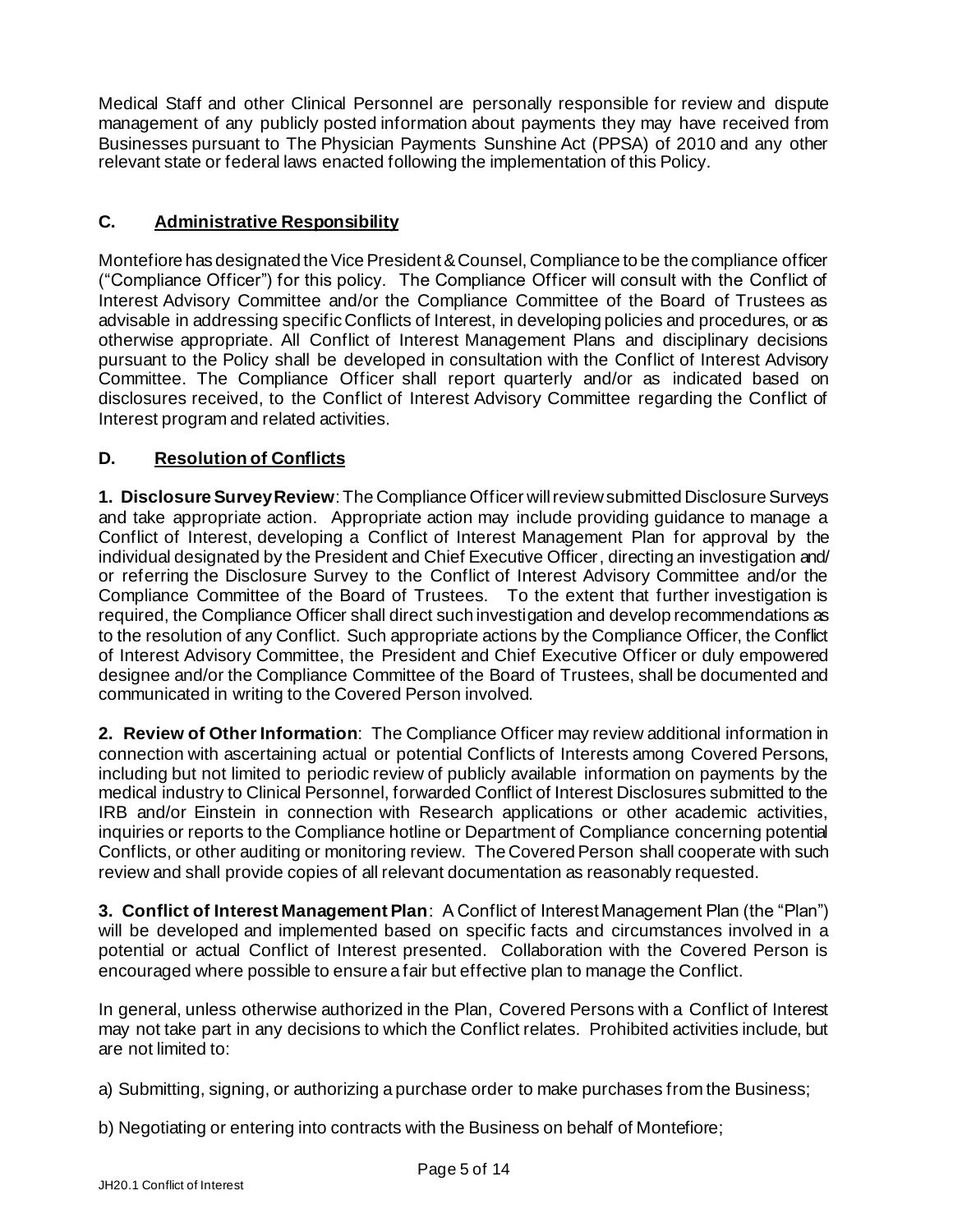Medical Staff and other Clinical Personnel are personally responsible for review and dispute management of any publicly posted information about payments they may have received from Businesses pursuant to The Physician Payments Sunshine Act (PPSA) of 2010 and any other relevant state or federal laws enacted following the implementation of this Policy.

## C. Administrative Responsibility

Montefiore has designated the Vice President & Counsel, Compliance to be the compliance officer ("Compliance Officer") for this policy. The Compliance Officer will consult with the Conflict of Interest Advisory Committee and/or the Compliance Committee of the Board of Trustees as advisable in addressing specific Conflicts of Interest, in developing policies and procedures, or as otherwise appropriate. All Conflict of Interest Management Plans and disciplinary decisions pursuant to the Policy shall be developed in consultation with the Conflict of Interest Advisory Committee. The Compliance Officer shall report quarterly and/or as indicated based on disclosures received, to the Conflict of Interest Advisory Committee regarding the Conflict of Interest program and related activities.

## D. Resolution of Conflicts

**1. Disclosure Survey Review**: The Compliance Officer will review submitted Disclosure Surveys and take appropriate action. Appropriate action may include providing guidance to manage a Conflict of Interest, developing a Conflict of Interest Management Plan for approval by the individual designated by the President and Chief Executive Officer, directing an investigation and/ or referring the Disclosure Survey to the Conflict of Interest Advisory Committee and/or the Compliance Committee of the Board of Trustees. To the extent that further investigation is required, the Compliance Officer shall direct such investigation and develop recommendations as to the resolution of any Conflict. Such appropriate actions by the Compliance Officer, the Conflict of Interest Advisory Committee, the President and Chief Executive Officer or duly empowered designee and/or the Compliance Committee of the Board of Trustees, shall be documented and communicated in writing to the Covered Person involved.

**2. Review of Other Information**: The Compliance Officer may review additional information in connection with ascertaining actual or potential Conflicts of Interests among Covered Persons, including but not limited to periodic review of publicly available information on payments by the medical industry to Clinical Personnel, forwarded Conflict of Interest Disclosures submitted to the IRB and/or Einstein in connection with Research applications or other academic activities, inquiries or reports to the Compliance hotline or Department of Compliance concerning potential Conflicts, or other auditing or monitoring review. The Covered Person shall cooperate with such review and shall provide copies of all relevant documentation as reasonably requested.

**3. Conflict of Interest Management Plan**: A Conflict of Interest Management Plan (the "Plan") will be developed and implemented based on specific facts and circumstances involved in a potential or actual Conflict of Interest presented. Collaboration with the Covered Person is encouraged where possible to ensure a fair but effective plan to manage the Conflict.

In general, unless otherwise authorized in the Plan, Covered Persons with a Conflict of Interest may not take part in any decisions to which the Conflict relates. Prohibited activities include, but are not limited to:

a) Submitting, signing, or authorizing a purchase order to make purchases from the Business;

b) Negotiating or entering into contracts with the Business on behalf of Montefiore;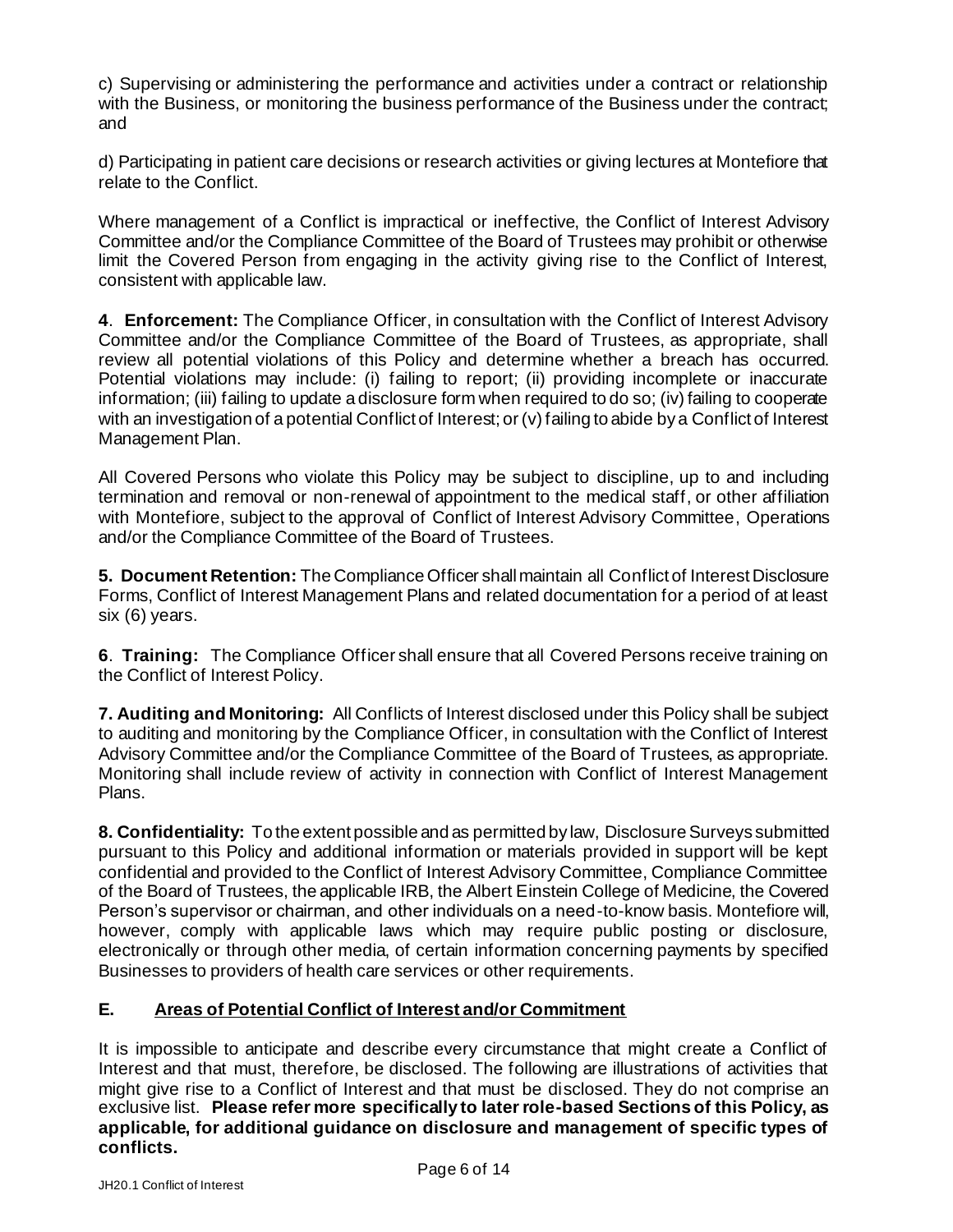c) Supervising or administering the performance and activities under a contract or relationship with the Business, or monitoring the business performance of the Business under the contract; and

d) Participating in patient care decisions or research activities or giving lectures at Montefiore that relate to the Conflict.

Where management of a Conflict is impractical or ineffective, the Conflict of Interest Advisory Committee and/or the Compliance Committee of the Board of Trustees may prohibit or otherwise limit the Covered Person from engaging in the activity giving rise to the Conflict of Interest, consistent with applicable law.

**4**. **Enforcement:** The Compliance Officer, in consultation with the Conflict of Interest Advisory Committee and/or the Compliance Committee of the Board of Trustees, as appropriate, shall review all potential violations of this Policy and determine whether a breach has occurred. Potential violations may include: (i) failing to report; (ii) providing incomplete or inaccurate information; (iii) failing to update a disclosure form when required to do so; (iv) failing to cooperate with an investigation of a potential Conflict of Interest; or (v) failing to abide by a Conflict of Interest Management Plan.

All Covered Persons who violate this Policy may be subject to discipline, up to and including termination and removal or non-renewal of appointment to the medical staff, or other affiliation with Montefiore, subject to the approval of Conflict of Interest Advisory Committee, Operations and/or the Compliance Committee of the Board of Trustees.

**5. Document Retention:** The Compliance Officer shall maintain all Conflict of Interest Disclosure Forms, Conflict of Interest Management Plans and related documentation for a period of at least six (6) years.

**6**. **Training:** The Compliance Officer shall ensure that all Covered Persons receive training on the Conflict of Interest Policy.

**7. Auditing and Monitoring:** All Conflicts of Interest disclosed under this Policy shall be subject to auditing and monitoring by the Compliance Officer, in consultation with the Conflict of Interest Advisory Committee and/or the Compliance Committee of the Board of Trustees, as appropriate. Monitoring shall include review of activity in connection with Conflict of Interest Management Plans.

**8. Confidentiality:** To the extent possible and as permitted by law, Disclosure Surveys submitted pursuant to this Policy and additional information or materials provided in support will be kept confidential and provided to the Conflict of Interest Advisory Committee, Compliance Committee of the Board of Trustees, the applicable IRB, the Albert Einstein College of Medicine, the Covered Person's supervisor or chairman, and other individuals on a need-to-know basis. Montefiore will, however, comply with applicable laws which may require public posting or disclosure, electronically or through other media, of certain information concerning payments by specified Businesses to providers of health care services or other requirements.

## E. <u>Areas of Potential Conflict of Interest and/or Commitment</u>

It is impossible to anticipate and describe every circumstance that might create a Conflict of Interest and that must, therefore, be disclosed. The following are illustrations of activities that might give rise to a Conflict of Interest and that must be disclosed. They do not comprise an exclusive list. **Please refer more specifically to later role-based Sections of this Policy, as applicable, for additional guidance on disclosure and management of specific types of conflicts.**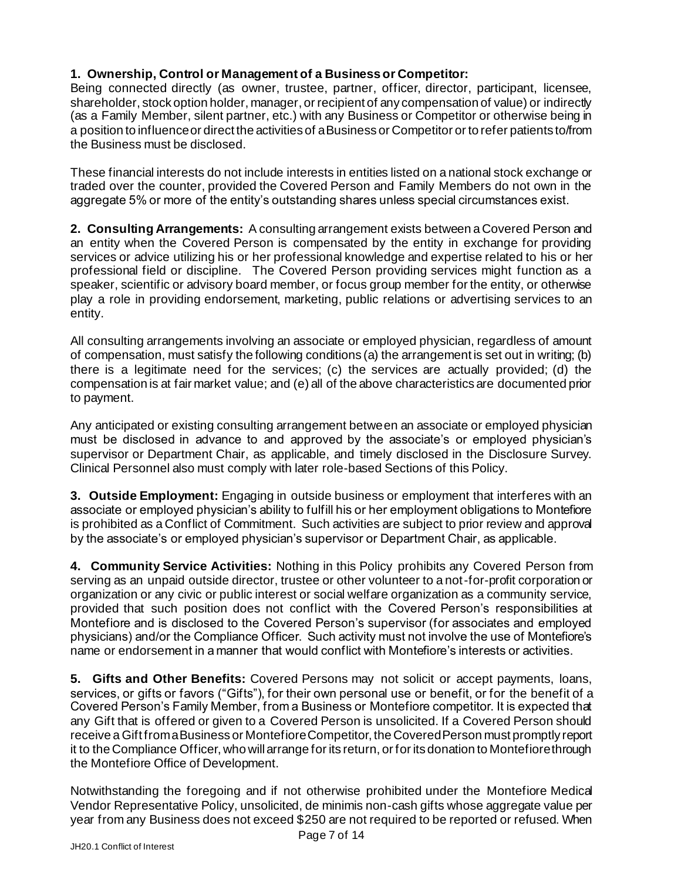**1. Ownership, Control or Management of a Business or Competitor:** Being connected directly (as owner, trustee, partner, officer, director, participant, licensee, shareholder, stock option holder, manager, or recipient of any compensation of value) or indirectly (as a Family Member, silent partner, etc.) with any Business or Competitor or otherwise being in a position to influence or direct the activities of a Business or Competitor or to refer patients to/from the Business must be disclosed.

These financial interests do not include interests in entities listed on a national stock exchange or traded over the counter, provided the Covered Person and Family Members do not own in the aggregate 5% or more of the entity's outstanding shares unless special circumstances exist.

**2. Consulting Arrangements:** A consulting arrangement exists between a Covered Person and an entity when the Covered Person is compensated by the entity in exchange for providing services or advice utilizing his or her professional knowledge and expertise related to his or her professional field or discipline. The Covered Person providing services might function as a speaker, scientific or advisory board member, or focus group member for the entity, or otherwise play a role in providing endorsement, marketing, public relations or advertising services to an entity.

All consulting arrangements involving an associate or employed physician, regardless of amount of compensation, must satisfy the following conditions (a) the arrangement is set out in writing; (b) there is a legitimate need for the services; (c) the services are actually provided; (d) the compensation is at fair market value; and (e) all of the above characteristics are documented prior to payment.

Any anticipated or existing consulting arrangement between an associate or employed physician must be disclosed in advance to and approved by the associate's or employed physician's supervisor or Department Chair, as applicable, and timely disclosed in the Disclosure Survey. Clinical Personnel also must comply with later role-based Sections of this Policy.

**3. Outside Employment:** Engaging in outside business or employment that interferes with an associate or employed physician's ability to fulfill his or her employment obligations to Montefiore is prohibited as a Conflict of Commitment. Such activities are subject to prior review and approval by the associate's or employed physician's supervisor or Department Chair, as applicable.

**4. Community Service Activities:** Nothing in this Policy prohibits any Covered Person from serving as an unpaid outside director, trustee or other volunteer to a not-for-profit corporation or organization or any civic or public interest or social welfare organization as a community service, provided that such position does not conflict with the Covered Person's responsibilities at Montefiore and is disclosed to the Covered Person's supervisor (for associates and employed physicians) and/or the Compliance Officer. Such activity must not involve the use of Montefiore's name or endorsement in a manner that would conflict with Montefiore's interests or activities.

**5. Gifts and Other Benefits:** Covered Persons may not solicit or accept payments, loans, services, or gifts or favors ("Gifts"), for their own personal use or benefit, or for the benefit of a Covered Person's Family Member, from a Business or Montefiore competitor. It is expected that any Gift that is offered or given to a Covered Person is unsolicited. If a Covered Person should receive a Gift from a Business or Montefiore Competitor, the Covered Person must promptly report it to the Compliance Officer, who will arrange for its return, or for its donation to Montefiore through the Montefiore Office of Development.

Notwithstanding the foregoing and if not otherwise prohibited under the Montefiore Medical Vendor Representative Policy, unsolicited, de minimis non-cash gifts whose aggregate value per year from any Business does not exceed $250 are not required to be reported or refused. When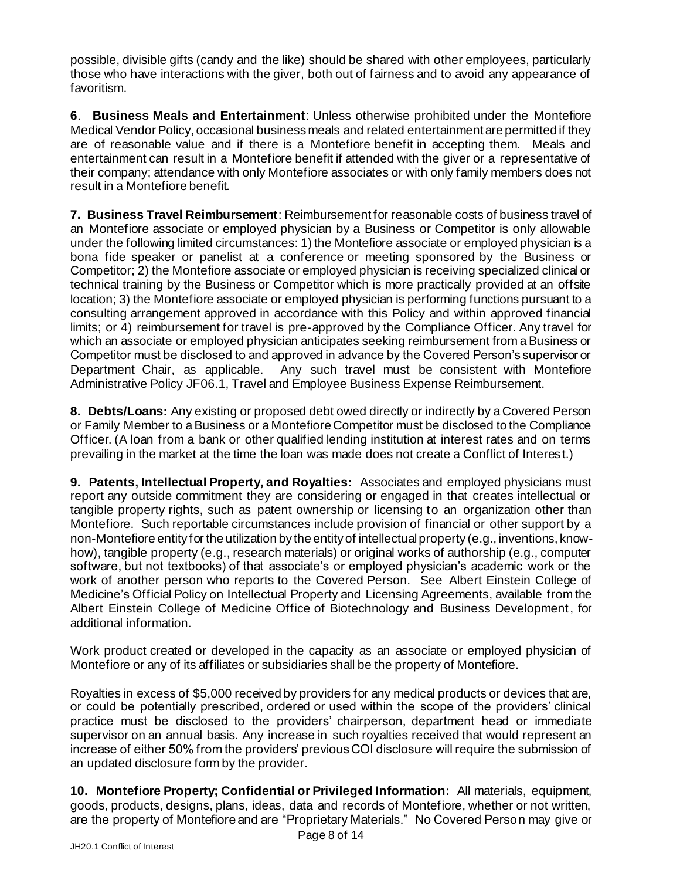possible, divisible gifts (candy and the like) should be shared with other employees, particularly those who have interactions with the giver, both out of fairness and to avoid any appearance of favoritism.

**6**. **Business Meals and Entertainment**: Unless otherwise prohibited under the Montefiore Medical Vendor Policy, occasional business meals and related entertainment are permitted if they are of reasonable value and if there is a Montefiore benefit in accepting them. Meals and entertainment can result in a Montefiore benefit if attended with the giver or a representative of their company; attendance with only Montefiore associates or with only family members does not result in a Montefiore benefit.

**7. Business Travel Reimbursement**: Reimbursement for reasonable costs of business travel of an Montefiore associate or employed physician by a Business or Competitor is only allowable under the following limited circumstances: 1) the Montefiore associate or employed physician is a bona fide speaker or panelist at a conference or meeting sponsored by the Business or Competitor; 2) the Montefiore associate or employed physician is receiving specialized clinical or technical training by the Business or Competitor which is more practically provided at an offsite location; 3) the Montefiore associate or employed physician is performing functions pursuant to a consulting arrangement approved in accordance with this Policy and within approved financial limits; or 4) reimbursement for travel is pre-approved by the Compliance Officer. Any travel for which an associate or employed physician anticipates seeking reimbursement from a Business or Competitor must be disclosed to and approved in advance by the Covered Person's supervisor or Department Chair, as applicable. Any such travel must be consistent with Montefiore Administrative Policy JF06.1, Travel and Employee Business Expense Reimbursement.

**8. Debts/Loans:** Any existing or proposed debt owed directly or indirectly by a Covered Person or Family Member to a Business or a Montefiore Competitor must be disclosed to the Compliance Officer. (A loan from a bank or other qualified lending institution at interest rates and on terms prevailing in the market at the time the loan was made does not create a Conflict of Interest.)

**9. Patents, Intellectual Property, and Royalties:** Associates and employed physicians must report any outside commitment they are considering or engaged in that creates intellectual or tangible property rights, such as patent ownership or licensing to an organization other than Montefiore. Such reportable circumstances include provision of financial or other support by a non-Montefiore entity for the utilization by the entity of intellectual property (e.g., inventions, know-how), tangible property (e.g., research materials) or original works of authorship (e.g., computer software, but not textbooks) of that associate's or employed physician's academic work or the work of another person who reports to the Covered Person. See Albert Einstein College of Medicine's Official Policy on Intellectual Property and Licensing Agreements, available from the Albert Einstein College of Medicine Office of Biotechnology and Business Development, for additional information.

Work product created or developed in the capacity as an associate or employed physician of Montefiore or any of its affiliates or subsidiaries shall be the property of Montefiore.

Royalties in excess of $5,000 received by providers for any medical products or devices that are, or could be potentially prescribed, ordered or used within the scope of the providers' clinical practice must be disclosed to the providers' chairperson, department head or immediate supervisor on an annual basis. Any increase in such royalties received that would represent an increase of either 50% from the providers' previous COI disclosure will require the submission of an updated disclosure form by the provider.

**10. Montefiore Property; Confidential or Privileged Information:** All materials, equipment, goods, products, designs, plans, ideas, data and records of Montefiore, whether or not written, are the property of Montefiore and are "Proprietary Materials." No Covered Person may give or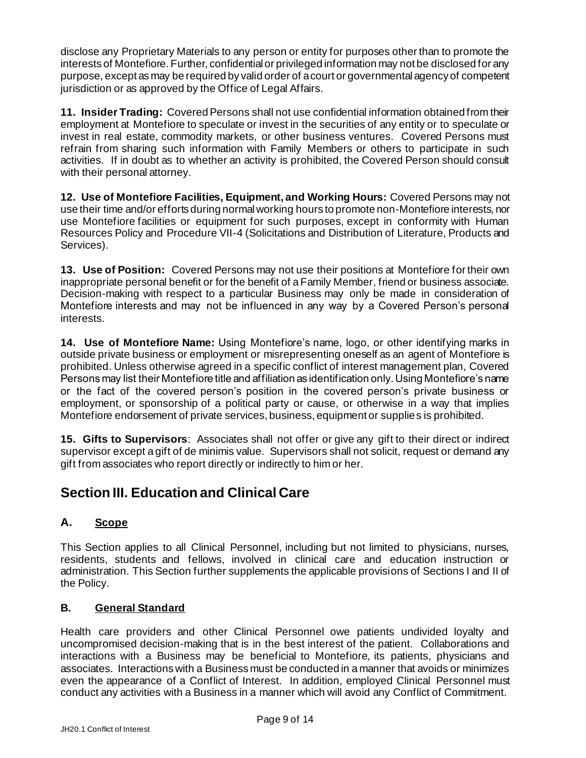disclose any Proprietary Materials to any person or entity for purposes other than to promote the interests of Montefiore. Further, confidential or privileged information may not be disclosed for any purpose, except as may be required by valid order of a court or governmental agency of competent jurisdiction or as approved by the Office of Legal Affairs.

**11. Insider Trading:** Covered Persons shall not use confidential information obtained from their employment at Montefiore to speculate or invest in the securities of any entity or to speculate or invest in real estate, commodity markets, or other business ventures. Covered Persons must refrain from sharing such information with Family Members or others to participate in such activities. If in doubt as to whether an activity is prohibited, the Covered Person should consult with their personal attorney.

**12. Use of Montefiore Facilities, Equipment, and Working Hours:** Covered Persons may not use their time and/or efforts during normal working hours to promote non-Montefiore interests, nor use Montefiore facilities or equipment for such purposes, except in conformity with Human Resources Policy and Procedure VII-4 (Solicitations and Distribution of Literature, Products and Services).

**13. Use of Position:** Covered Persons may not use their positions at Montefiore for their own inappropriate personal benefit or for the benefit of a Family Member, friend or business associate. Decision-making with respect to a particular Business may only be made in consideration of Montefiore interests and may not be influenced in any way by a Covered Person's personal interests.

**14. Use of Montefiore Name:** Using Montefiore's name, logo, or other identifying marks in outside private business or employment or misrepresenting oneself as an agent of Montefiore is prohibited. Unless otherwise agreed in a specific conflict of interest management plan, Covered Persons may list their Montefiore title and affiliation as identification only. Using Montefiore's name or the fact of the covered person's position in the covered person's private business or employment, or sponsorship of a political party or cause, or otherwise in a way that implies Montefiore endorsement of private services, business, equipment or supplies is prohibited.

**15. Gifts to Supervisors**: Associates shall not offer or give any gift to their direct or indirect supervisor except a gift of de minimis value. Supervisors shall not solicit, request or demand any gift from associates who report directly or indirectly to him or her.

# Section III. Education and Clinical Care

## A. Scope

This Section applies to all Clinical Personnel, including but not limited to physicians, nurses, residents, students and fellows, involved in clinical care and education instruction or administration. This Section further supplements the applicable provisions of Sections I and II of the Policy.

## B. General Standard

Health care providers and other Clinical Personnel owe patients undivided loyalty and uncompromised decision-making that is in the best interest of the patient. Collaborations and interactions with a Business may be beneficial to Montefiore, its patients, physicians and associates. Interactions with a Business must be conducted in a manner that avoids or minimizes even the appearance of a Conflict of Interest. In addition, employed Clinical Personnel must conduct any activities with a Business in a manner which will avoid any Conflict of Commitment.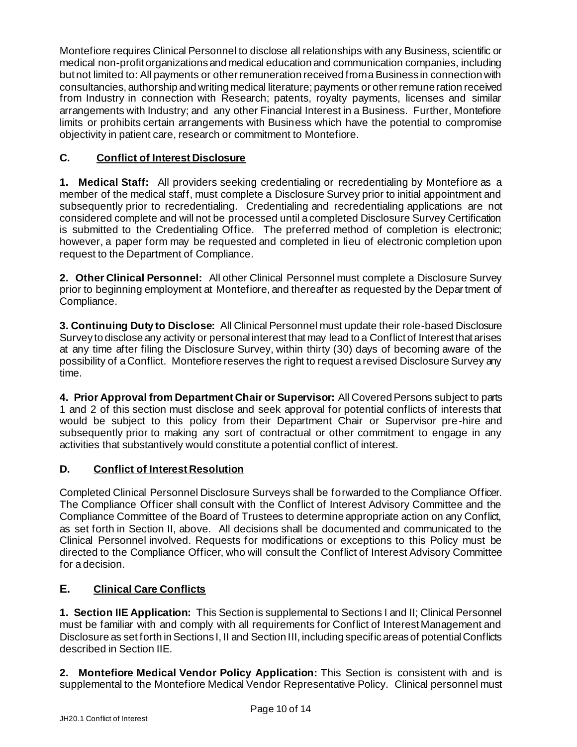Montefiore requires Clinical Personnel to disclose all relationships with any Business, scientific or medical non-profit organizations and medical education and communication companies, including but not limited to: All payments or other remuneration received from a Business in connection with consultancies, authorship and writing medical literature; payments or other remuneration received from Industry in connection with Research; patents, royalty payments, licenses and similar arrangements with Industry; and any other Financial Interest in a Business. Further, Montefiore limits or prohibits certain arrangements with Business which have the potential to compromise objectivity in patient care, research or commitment to Montefiore.

## C. Conflict of Interest Disclosure

**1. Medical Staff:** All providers seeking credentialing or recredentialing by Montefiore as a member of the medical staff, must complete a Disclosure Survey prior to initial appointment and subsequently prior to recredentialing. Credentialing and recredentialing applications are not considered complete and will not be processed until a completed Disclosure Survey Certification is submitted to the Credentialing Office. The preferred method of completion is electronic; however, a paper form may be requested and completed in lieu of electronic completion upon request to the Department of Compliance.

**2. Other Clinical Personnel:** All other Clinical Personnel must complete a Disclosure Survey prior to beginning employment at Montefiore, and thereafter as requested by the Department of Compliance.

**3. Continuing Duty to Disclose:** All Clinical Personnel must update their role-based Disclosure Survey to disclose any activity or personal interest that may lead to a Conflict of Interest that arises at any time after filing the Disclosure Survey, within thirty (30) days of becoming aware of the possibility of a Conflict. Montefiore reserves the right to request a revised Disclosure Survey any time.

**4. Prior Approval from Department Chair or Supervisor:** All Covered Persons subject to parts 1 and 2 of this section must disclose and seek approval for potential conflicts of interests that would be subject to this policy from their Department Chair or Supervisor pre-hire and subsequently prior to making any sort of contractual or other commitment to engage in any activities that substantively would constitute a potential conflict of interest.

## D. Conflict of Interest Resolution

Completed Clinical Personnel Disclosure Surveys shall be forwarded to the Compliance Officer. The Compliance Officer shall consult with the Conflict of Interest Advisory Committee and the Compliance Committee of the Board of Trustees to determine appropriate action on any Conflict, as set forth in Section II, above. All decisions shall be documented and communicated to the Clinical Personnel involved. Requests for modifications or exceptions to this Policy must be directed to the Compliance Officer, who will consult the Conflict of Interest Advisory Committee for a decision.

## E. Clinical Care Conflicts

**1. Section IIE Application:** This Section is supplemental to Sections I and II; Clinical Personnel must be familiar with and comply with all requirements for Conflict of Interest Management and Disclosure as set forth in Sections I, II and Section III, including specific areas of potential Conflicts described in Section IIE.

**2. Montefiore Medical Vendor Policy Application:** This Section is consistent with and is supplemental to the Montefiore Medical Vendor Representative Policy. Clinical personnel must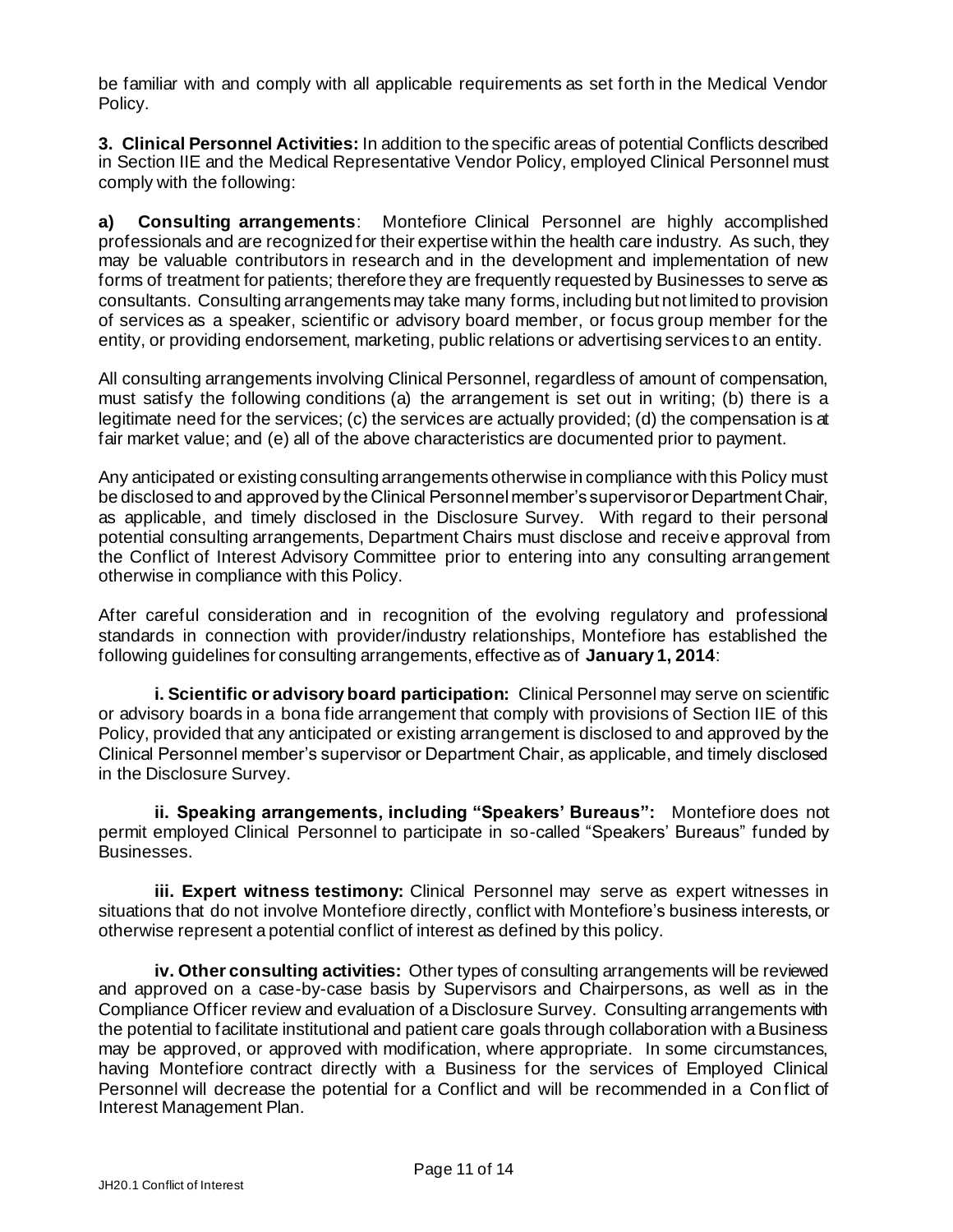be familiar with and comply with all applicable requirements as set forth in the Medical Vendor Policy.

**3. Clinical Personnel Activities:** In addition to the specific areas of potential Conflicts described in Section IIE and the Medical Representative Vendor Policy, employed Clinical Personnel must comply with the following:

**a) Consulting arrangements**: Montefiore Clinical Personnel are highly accomplished professionals and are recognized for their expertise within the health care industry. As such, they may be valuable contributors in research and in the development and implementation of new forms of treatment for patients; therefore they are frequently requested by Businesses to serve as consultants. Consulting arrangements may take many forms, including but not limited to provision of services as a speaker, scientific or advisory board member, or focus group member for the entity, or providing endorsement, marketing, public relations or advertising services to an entity.

All consulting arrangements involving Clinical Personnel, regardless of amount of compensation, must satisfy the following conditions (a) the arrangement is set out in writing; (b) there is a legitimate need for the services; (c) the services are actually provided; (d) the compensation is at fair market value; and (e) all of the above characteristics are documented prior to payment.

Any anticipated or existing consulting arrangements otherwise in compliance with this Policy must be disclosed to and approved by the Clinical Personnel member's supervisor or Department Chair, as applicable, and timely disclosed in the Disclosure Survey. With regard to their personal potential consulting arrangements, Department Chairs must disclose and receive approval from the Conflict of Interest Advisory Committee prior to entering into any consulting arrangement otherwise in compliance with this Policy.

After careful consideration and in recognition of the evolving regulatory and professional standards in connection with provider/industry relationships, Montefiore has established the following guidelines for consulting arrangements, effective as of **January 1, 2014**:

**i. Scientific or advisory board participation:** Clinical Personnel may serve on scientific or advisory boards in a bona fide arrangement that comply with provisions of Section IIE of this Policy, provided that any anticipated or existing arrangement is disclosed to and approved by the Clinical Personnel member's supervisor or Department Chair, as applicable, and timely disclosed in the Disclosure Survey.

**ii. Speaking arrangements, including "Speakers' Bureaus":** Montefiore does not permit employed Clinical Personnel to participate in so-called "Speakers' Bureaus" funded by Businesses.

**iii. Expert witness testimony:** Clinical Personnel may serve as expert witnesses in situations that do not involve Montefiore directly, conflict with Montefiore's business interests, or otherwise represent a potential conflict of interest as defined by this policy.

**iv. Other consulting activities:** Other types of consulting arrangements will be reviewed and approved on a case-by-case basis by Supervisors and Chairpersons, as well as in the Compliance Officer review and evaluation of a Disclosure Survey. Consulting arrangements with the potential to facilitate institutional and patient care goals through collaboration with a Business may be approved, or approved with modification, where appropriate. In some circumstances, having Montefiore contract directly with a Business for the services of Employed Clinical Personnel will decrease the potential for a Conflict and will be recommended in a Conflict of Interest Management Plan.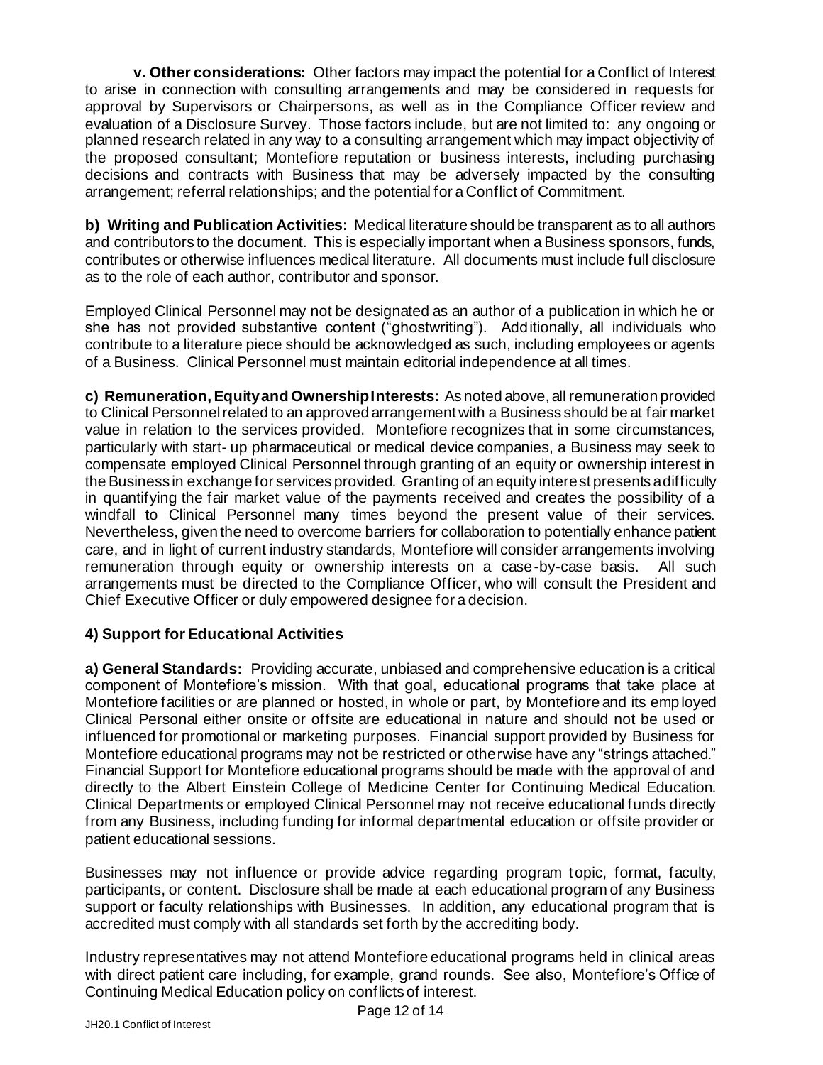**v. Other considerations:** Other factors may impact the potential for a Conflict of Interest to arise in connection with consulting arrangements and may be considered in requests for approval by Supervisors or Chairpersons, as well as in the Compliance Officer review and evaluation of a Disclosure Survey. Those factors include, but are not limited to: any ongoing or planned research related in any way to a consulting arrangement which may impact objectivity of the proposed consultant; Montefiore reputation or business interests, including purchasing decisions and contracts with Business that may be adversely impacted by the consulting arrangement; referral relationships; and the potential for a Conflict of Commitment.

**b) Writing and Publication Activities:** Medical literature should be transparent as to all authors and contributors to the document. This is especially important when a Business sponsors, funds, contributes or otherwise influences medical literature. All documents must include full disclosure as to the role of each author, contributor and sponsor.

Employed Clinical Personnel may not be designated as an author of a publication in which he or she has not provided substantive content ("ghostwriting"). Additionally, all individuals who contribute to a literature piece should be acknowledged as such, including employees or agents of a Business. Clinical Personnel must maintain editorial independence at all times.

**c) Remuneration, Equity and Ownership Interests:** As noted above, all remuneration provided to Clinical Personnel related to an approved arrangement with a Business should be at fair market value in relation to the services provided. Montefiore recognizes that in some circumstances, particularly with start- up pharmaceutical or medical device companies, a Business may seek to compensate employed Clinical Personnel through granting of an equity or ownership interest in the Business in exchange for services provided. Granting of an equity interest presents a difficulty in quantifying the fair market value of the payments received and creates the possibility of a windfall to Clinical Personnel many times beyond the present value of their services. Nevertheless, given the need to overcome barriers for collaboration to potentially enhance patient care, and in light of current industry standards, Montefiore will consider arrangements involving remuneration through equity or ownership interests on a case-by-case basis. All such arrangements must be directed to the Compliance Officer, who will consult the President and Chief Executive Officer or duly empowered designee for a decision.

### 4) Support for Educational Activities

**a) General Standards:** Providing accurate, unbiased and comprehensive education is a critical component of Montefiore's mission. With that goal, educational programs that take place at Montefiore facilities or are planned or hosted, in whole or part, by Montefiore and its employed Clinical Personal either onsite or offsite are educational in nature and should not be used or influenced for promotional or marketing purposes. Financial support provided by Business for Montefiore educational programs may not be restricted or otherwise have any "strings attached." Financial Support for Montefiore educational programs should be made with the approval of and directly to the Albert Einstein College of Medicine Center for Continuing Medical Education. Clinical Departments or employed Clinical Personnel may not receive educational funds directly from any Business, including funding for informal departmental education or offsite provider or patient educational sessions.

Businesses may not influence or provide advice regarding program topic, format, faculty, participants, or content. Disclosure shall be made at each educational program of any Business support or faculty relationships with Businesses. In addition, any educational program that is accredited must comply with all standards set forth by the accrediting body.

Industry representatives may not attend Montefiore educational programs held in clinical areas with direct patient care including, for example, grand rounds. See also, Montefiore's Office of Continuing Medical Education policy on conflicts of interest.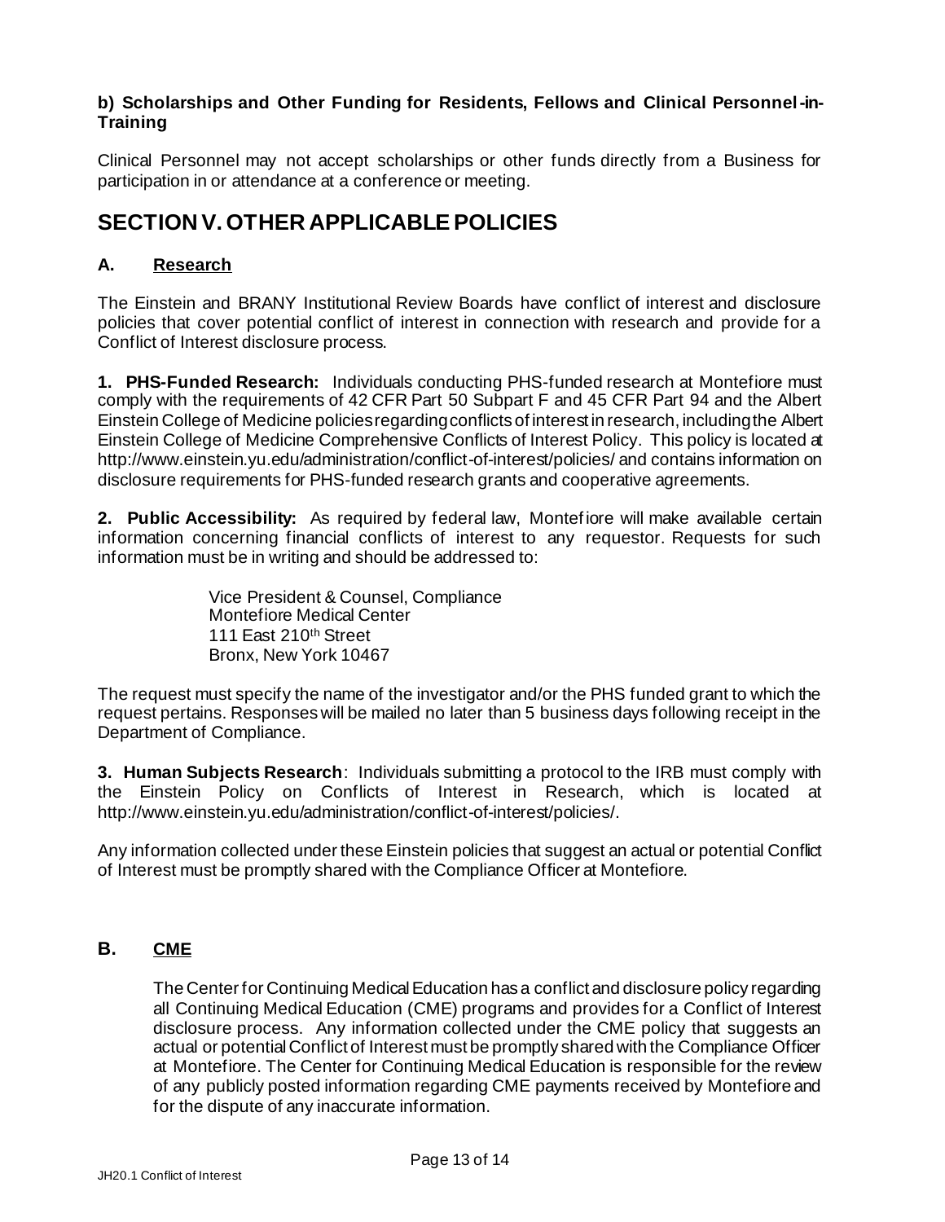### b) Scholarships and Other Funding for Residents, Fellows and Clinical Personnel-in-Training

Clinical Personnel may not accept scholarships or other funds directly from a Business for participation in or attendance at a conference or meeting.

## SECTION V. OTHER APPLICABLE POLICIES

### A. Research

The Einstein and BRANY Institutional Review Boards have conflict of interest and disclosure policies that cover potential conflict of interest in connection with research and provide for a Conflict of Interest disclosure process.

**1. PHS-Funded Research:** Individuals conducting PHS-funded research at Montefiore must comply with the requirements of 42 CFR Part 50 Subpart F and 45 CFR Part 94 and the Albert Einstein College of Medicine policies regarding conflicts of interest in research, including the Albert Einstein College of Medicine Comprehensive Conflicts of Interest Policy. This policy is located at http://www.einstein.yu.edu/administration/conflict-of-interest/policies/ and contains information on disclosure requirements for PHS-funded research grants and cooperative agreements.

**2. Public Accessibility:** As required by federal law, Montefiore will make available certain information concerning financial conflicts of interest to any requestor. Requests for such information must be in writing and should be addressed to:

> Vice President & Counsel, Compliance
> Montefiore Medical Center
> 111 East 210th Street
> Bronx, New York 10467

The request must specify the name of the investigator and/or the PHS funded grant to which the request pertains. Responses will be mailed no later than 5 business days following receipt in the Department of Compliance.

**3. Human Subjects Research**: Individuals submitting a protocol to the IRB must comply with the Einstein Policy on Conflicts of Interest in Research, which is located at http://www.einstein.yu.edu/administration/conflict-of-interest/policies/.

Any information collected under these Einstein policies that suggest an actual or potential Conflict of Interest must be promptly shared with the Compliance Officer at Montefiore.

### B. CME

The Center for Continuing Medical Education has a conflict and disclosure policy regarding all Continuing Medical Education (CME) programs and provides for a Conflict of Interest disclosure process. Any information collected under the CME policy that suggests an actual or potential Conflict of Interest must be promptly shared with the Compliance Officer at Montefiore. The Center for Continuing Medical Education is responsible for the review of any publicly posted information regarding CME payments received by Montefiore and for the dispute of any inaccurate information.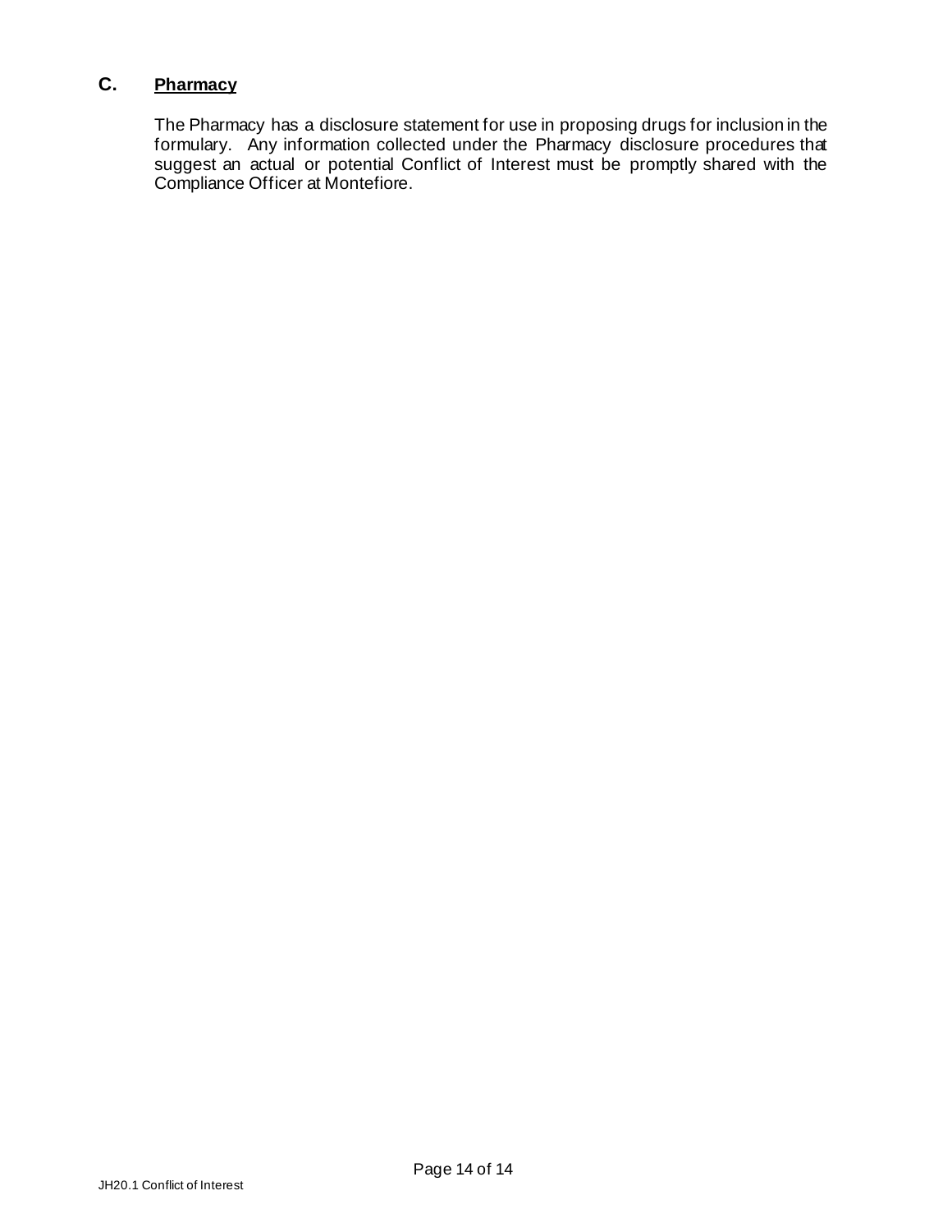## C. Pharmacy

The Pharmacy has a disclosure statement for use in proposing drugs for inclusion in the formulary. Any information collected under the Pharmacy disclosure procedures that suggest an actual or potential Conflict of Interest must be promptly shared with the Compliance Officer at Montefiore.